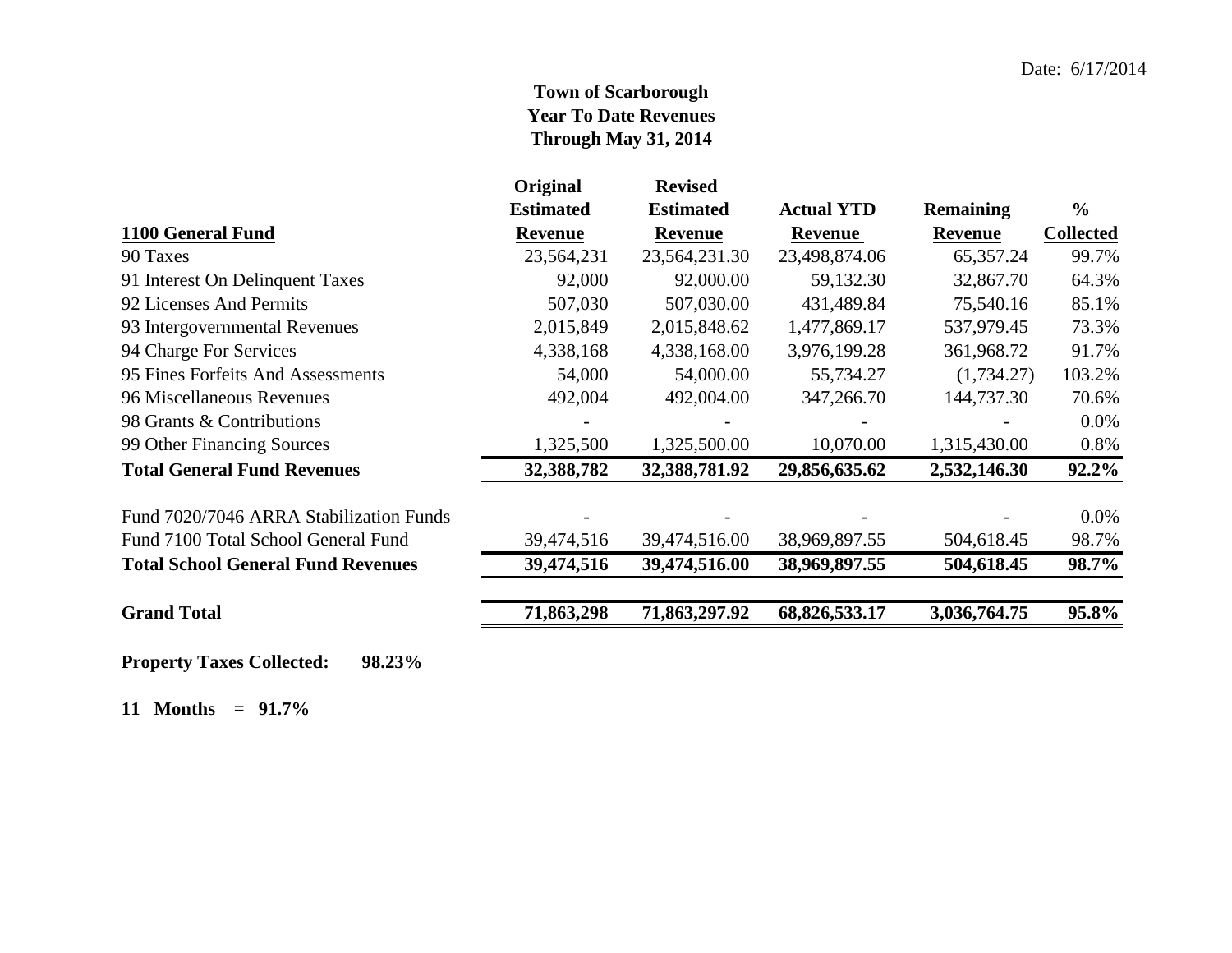Date: 6/17/2014

# Town of Scarborough
## Year To Date Revenues
## Through May 31, 2014

| 1100 General Fund | Original Estimated Revenue | Revised Estimated Revenue | Actual YTD Revenue | Remaining Revenue | % Collected |
|---|---|---|---|---|---|
| 90 Taxes | 23,564,231 | 23,564,231.30 | 23,498,874.06 | 65,357.24 | 99.7% |
| 91 Interest On Delinquent Taxes | 92,000 | 92,000.00 | 59,132.30 | 32,867.70 | 64.3% |
| 92 Licenses And Permits | 507,030 | 507,030.00 | 431,489.84 | 75,540.16 | 85.1% |
| 93 Intergovernmental Revenues | 2,015,849 | 2,015,848.62 | 1,477,869.17 | 537,979.45 | 73.3% |
| 94 Charge For Services | 4,338,168 | 4,338,168.00 | 3,976,199.28 | 361,968.72 | 91.7% |
| 95 Fines Forfeits And Assessments | 54,000 | 54,000.00 | 55,734.27 | (1,734.27) | 103.2% |
| 96 Miscellaneous Revenues | 492,004 | 492,004.00 | 347,266.70 | 144,737.30 | 70.6% |
| 98 Grants & Contributions | - | - | - | - | 0.0% |
| 99 Other Financing Sources | 1,325,500 | 1,325,500.00 | 10,070.00 | 1,315,430.00 | 0.8% |
| **Total General Fund Revenues** | **32,388,782** | **32,388,781.92** | **29,856,635.62** | **2,532,146.30** | **92.2%** |
| | | | | | |
| Fund 7020/7046 ARRA Stabilization Funds | - | - | - | - | 0.0% |
| Fund 7100 Total School General Fund | 39,474,516 | 39,474,516.00 | 38,969,897.55 | 504,618.45 | 98.7% |
| **Total School General Fund Revenues** | **39,474,516** | **39,474,516.00** | **38,969,897.55** | **504,618.45** | **98.7%** |
| | | | | | |
| **Grand Total** | **71,863,298** | **71,863,297.92** | **68,826,533.17** | **3,036,764.75** | **95.8%** |

**Property Taxes Collected: 98.23%**

**11 Months = 91.7%**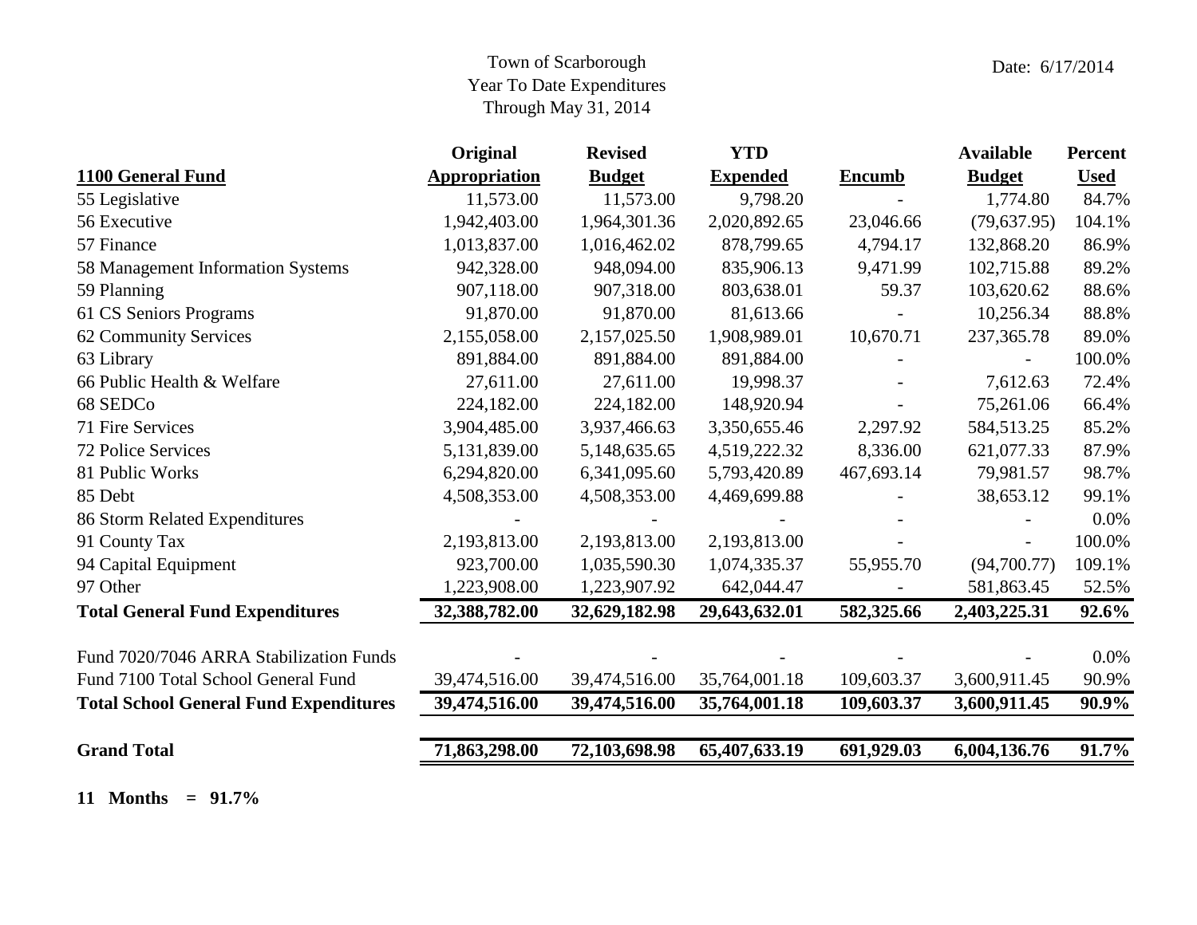Town of Scarborough
Year To Date Expenditures
Through May 31, 2014

Date: 6/17/2014

| 1100 General Fund | Original Appropriation | Revised Budget | YTD Expended | Encumb | Available Budget | Percent Used |
|---|---|---|---|---|---|---|
| 55 Legislative | 11,573.00 | 11,573.00 | 9,798.20 | - | 1,774.80 | 84.7% |
| 56 Executive | 1,942,403.00 | 1,964,301.36 | 2,020,892.65 | 23,046.66 | (79,637.95) | 104.1% |
| 57 Finance | 1,013,837.00 | 1,016,462.02 | 878,799.65 | 4,794.17 | 132,868.20 | 86.9% |
| 58 Management Information Systems | 942,328.00 | 948,094.00 | 835,906.13 | 9,471.99 | 102,715.88 | 89.2% |
| 59 Planning | 907,118.00 | 907,318.00 | 803,638.01 | 59.37 | 103,620.62 | 88.6% |
| 61 CS Seniors Programs | 91,870.00 | 91,870.00 | 81,613.66 | - | 10,256.34 | 88.8% |
| 62 Community Services | 2,155,058.00 | 2,157,025.50 | 1,908,989.01 | 10,670.71 | 237,365.78 | 89.0% |
| 63 Library | 891,884.00 | 891,884.00 | 891,884.00 | - | - | 100.0% |
| 66 Public Health & Welfare | 27,611.00 | 27,611.00 | 19,998.37 | - | 7,612.63 | 72.4% |
| 68 SEDCo | 224,182.00 | 224,182.00 | 148,920.94 | - | 75,261.06 | 66.4% |
| 71 Fire Services | 3,904,485.00 | 3,937,466.63 | 3,350,655.46 | 2,297.92 | 584,513.25 | 85.2% |
| 72 Police Services | 5,131,839.00 | 5,148,635.65 | 4,519,222.32 | 8,336.00 | 621,077.33 | 87.9% |
| 81 Public Works | 6,294,820.00 | 6,341,095.60 | 5,793,420.89 | 467,693.14 | 79,981.57 | 98.7% |
| 85 Debt | 4,508,353.00 | 4,508,353.00 | 4,469,699.88 | - | 38,653.12 | 99.1% |
| 86 Storm Related Expenditures | - | - | - | - | - | 0.0% |
| 91 County Tax | 2,193,813.00 | 2,193,813.00 | 2,193,813.00 | - | - | 100.0% |
| 94 Capital Equipment | 923,700.00 | 1,035,590.30 | 1,074,335.37 | 55,955.70 | (94,700.77) | 109.1% |
| 97 Other | 1,223,908.00 | 1,223,907.92 | 642,044.47 | - | 581,863.45 | 52.5% |
| **Total General Fund Expenditures** | **32,388,782.00** | **32,629,182.98** | **29,643,632.01** | **582,325.66** | **2,403,225.31** | **92.6%** |
| | | | | | | |
| Fund 7020/7046 ARRA Stabilization Funds | - | - | - | - | - | 0.0% |
| Fund 7100 Total School General Fund | 39,474,516.00 | 39,474,516.00 | 35,764,001.18 | 109,603.37 | 3,600,911.45 | 90.9% |
| **Total School General Fund Expenditures** | **39,474,516.00** | **39,474,516.00** | **35,764,001.18** | **109,603.37** | **3,600,911.45** | **90.9%** |
| | | | | | | |
| **Grand Total** | **71,863,298.00** | **72,103,698.98** | **65,407,633.19** | **691,929.03** | **6,004,136.76** | **91.7%** |

**11 Months = 91.7%**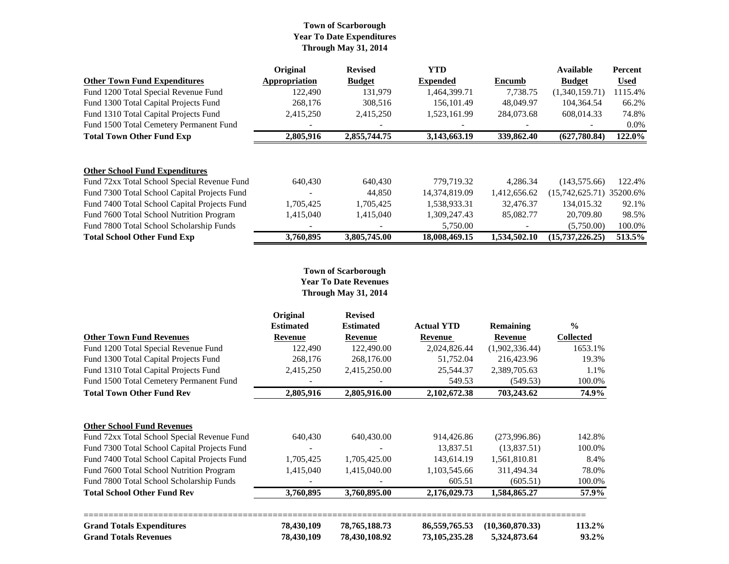**Town of Scarborough**
**Year To Date Expenditures**
**Through May 31, 2014**

| Other Town Fund Expenditures | Original Appropriation | Revised Budget | YTD Expended | Encumb | Available Budget | Percent Used |
|---|---|---|---|---|---|---|
| Fund 1200 Total Special Revenue Fund | 122,490 | 131,979 | 1,464,399.71 | 7,738.75 | (1,340,159.71) | 1115.4% |
| Fund 1300 Total Capital Projects Fund | 268,176 | 308,516 | 156,101.49 | 48,049.97 | 104,364.54 | 66.2% |
| Fund 1310 Total Capital Projects Fund | 2,415,250 | 2,415,250 | 1,523,161.99 | 284,073.68 | 608,014.33 | 74.8% |
| Fund 1500 Total Cemetery Permanent Fund | - | - | - | - | - | 0.0% |
| **Total Town Other Fund Exp** | **2,805,916** | **2,855,744.75** | **3,143,663.19** | **339,862.40** | **(627,780.84)** | **122.0%** |

| Other School Fund Expenditures | Original Appropriation | Revised Budget | YTD Expended | Encumb | Available Budget | Percent Used |
|---|---|---|---|---|---|---|
| Fund 72xx Total School Special Revenue Fund | 640,430 | 640,430 | 779,719.32 | 4,286.34 | (143,575.66) | 122.4% |
| Fund 7300 Total School Capital Projects Fund | - | 44,850 | 14,374,819.09 | 1,412,656.62 | (15,742,625.71) | 35200.6% |
| Fund 7400 Total School Capital Projects Fund | 1,705,425 | 1,705,425 | 1,538,933.31 | 32,476.37 | 134,015.32 | 92.1% |
| Fund 7600 Total School Nutrition Program | 1,415,040 | 1,415,040 | 1,309,247.43 | 85,082.77 | 20,709.80 | 98.5% |
| Fund 7800 Total School Scholarship Funds | - | - | 5,750.00 | - | (5,750.00) | 100.0% |
| **Total School Other Fund Exp** | **3,760,895** | **3,805,745.00** | **18,008,469.15** | **1,534,502.10** | **(15,737,226.25)** | **513.5%** |

**Town of Scarborough**
**Year To Date Revenues**
**Through May 31, 2014**

| Other Town Fund Revenues | Original Estimated Revenue | Revised Estimated Revenue | Actual YTD Revenue | Remaining Revenue | % Collected |
|---|---|---|---|---|---|
| Fund 1200 Total Special Revenue Fund | 122,490 | 122,490.00 | 2,024,826.44 | (1,902,336.44) | 1653.1% |
| Fund 1300 Total Capital Projects Fund | 268,176 | 268,176.00 | 51,752.04 | 216,423.96 | 19.3% |
| Fund 1310 Total Capital Projects Fund | 2,415,250 | 2,415,250.00 | 25,544.37 | 2,389,705.63 | 1.1% |
| Fund 1500 Total Cemetery Permanent Fund | - | - | 549.53 | (549.53) | 100.0% |
| **Total Town Other Fund Rev** | **2,805,916** | **2,805,916.00** | **2,102,672.38** | **703,243.62** | **74.9%** |

| Other School Fund Revenues | Original Estimated Revenue | Revised Estimated Revenue | Actual YTD Revenue | Remaining Revenue | % Collected |
|---|---|---|---|---|---|
| Fund 72xx Total School Special Revenue Fund | 640,430 | 640,430.00 | 914,426.86 | (273,996.86) | 142.8% |
| Fund 7300 Total School Capital Projects Fund | - | - | 13,837.51 | (13,837.51) | 100.0% |
| Fund 7400 Total School Capital Projects Fund | 1,705,425 | 1,705,425.00 | 143,614.19 | 1,561,810.81 | 8.4% |
| Fund 7600 Total School Nutrition Program | 1,415,040 | 1,415,040.00 | 1,103,545.66 | 311,494.34 | 78.0% |
| Fund 7800 Total School Scholarship Funds | - | - | 605.51 | (605.51) | 100.0% |
| **Total School Other Fund Rev** | **3,760,895** | **3,760,895.00** | **2,176,029.73** | **1,584,865.27** | **57.9%** |

| | | | | | |
|---|---|---|---|---|---|
| **Grand Totals Expenditures** | **78,430,109** | **78,765,188.73** | **86,559,765.53** | **(10,360,870.33)** | **113.2%** |
| **Grand Totals Revenues** | **78,430,109** | **78,430,108.92** | **73,105,235.28** | **5,324,873.64** | **93.2%** |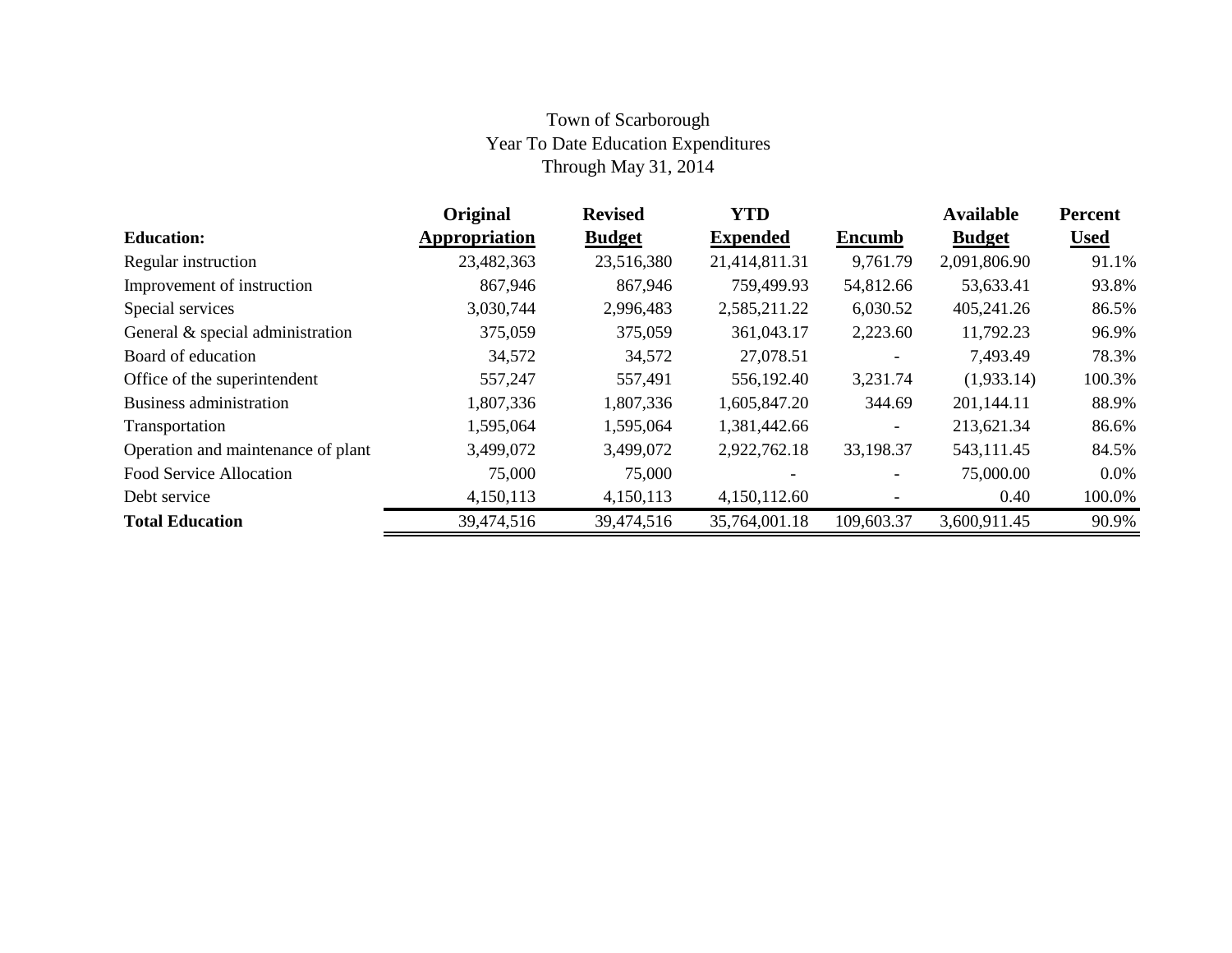Town of Scarborough
Year To Date Education Expenditures
Through May 31, 2014

| Education: | Original Appropriation | Revised Budget | YTD Expended | Encumb | Available Budget | Percent Used |
|---|---|---|---|---|---|---|
| Regular instruction | 23,482,363 | 23,516,380 | 21,414,811.31 | 9,761.79 | 2,091,806.90 | 91.1% |
| Improvement of instruction | 867,946 | 867,946 | 759,499.93 | 54,812.66 | 53,633.41 | 93.8% |
| Special services | 3,030,744 | 2,996,483 | 2,585,211.22 | 6,030.52 | 405,241.26 | 86.5% |
| General & special administration | 375,059 | 375,059 | 361,043.17 | 2,223.60 | 11,792.23 | 96.9% |
| Board of education | 34,572 | 34,572 | 27,078.51 | - | 7,493.49 | 78.3% |
| Office of the superintendent | 557,247 | 557,491 | 556,192.40 | 3,231.74 | (1,933.14) | 100.3% |
| Business administration | 1,807,336 | 1,807,336 | 1,605,847.20 | 344.69 | 201,144.11 | 88.9% |
| Transportation | 1,595,064 | 1,595,064 | 1,381,442.66 | - | 213,621.34 | 86.6% |
| Operation and maintenance of plant | 3,499,072 | 3,499,072 | 2,922,762.18 | 33,198.37 | 543,111.45 | 84.5% |
| Food Service Allocation | 75,000 | 75,000 | - | - | 75,000.00 | 0.0% |
| Debt service | 4,150,113 | 4,150,113 | 4,150,112.60 | - | 0.40 | 100.0% |
| **Total Education** | 39,474,516 | 39,474,516 | 35,764,001.18 | 109,603.37 | 3,600,911.45 | 90.9% |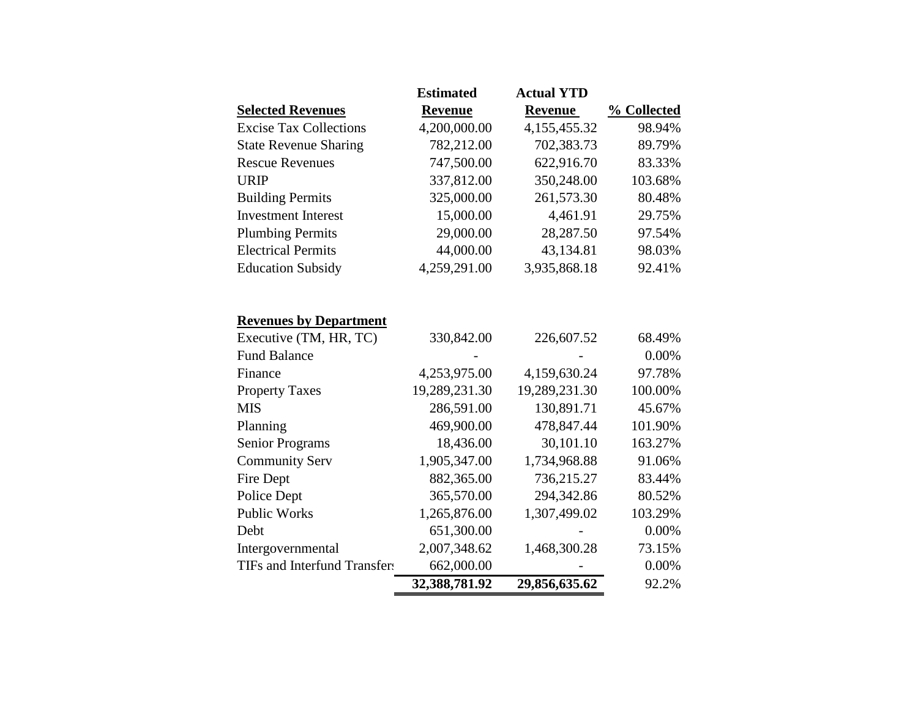| Selected Revenues | Estimated Revenue | Actual YTD Revenue | % Collected |
|---|---|---|---|
| Excise Tax Collections | 4,200,000.00 | 4,155,455.32 | 98.94% |
| State Revenue Sharing | 782,212.00 | 702,383.73 | 89.79% |
| Rescue Revenues | 747,500.00 | 622,916.70 | 83.33% |
| URIP | 337,812.00 | 350,248.00 | 103.68% |
| Building Permits | 325,000.00 | 261,573.30 | 80.48% |
| Investment Interest | 15,000.00 | 4,461.91 | 29.75% |
| Plumbing Permits | 29,000.00 | 28,287.50 | 97.54% |
| Electrical Permits | 44,000.00 | 43,134.81 | 98.03% |
| Education Subsidy | 4,259,291.00 | 3,935,868.18 | 92.41% |

| Revenues by Department | | | |
|---|---|---|---|
| Executive (TM, HR, TC) | 330,842.00 | 226,607.52 | 68.49% |
| Fund Balance | - | - | 0.00% |
| Finance | 4,253,975.00 | 4,159,630.24 | 97.78% |
| Property Taxes | 19,289,231.30 | 19,289,231.30 | 100.00% |
| MIS | 286,591.00 | 130,891.71 | 45.67% |
| Planning | 469,900.00 | 478,847.44 | 101.90% |
| Senior Programs | 18,436.00 | 30,101.10 | 163.27% |
| Community Serv | 1,905,347.00 | 1,734,968.88 | 91.06% |
| Fire Dept | 882,365.00 | 736,215.27 | 83.44% |
| Police Dept | 365,570.00 | 294,342.86 | 80.52% |
| Public Works | 1,265,876.00 | 1,307,499.02 | 103.29% |
| Debt | 651,300.00 | - | 0.00% |
| Intergovernmental | 2,007,348.62 | 1,468,300.28 | 73.15% |
| TIFs and Interfund Transfers | 662,000.00 | - | 0.00% |
| | **32,388,781.92** | **29,856,635.62** | 92.2% |